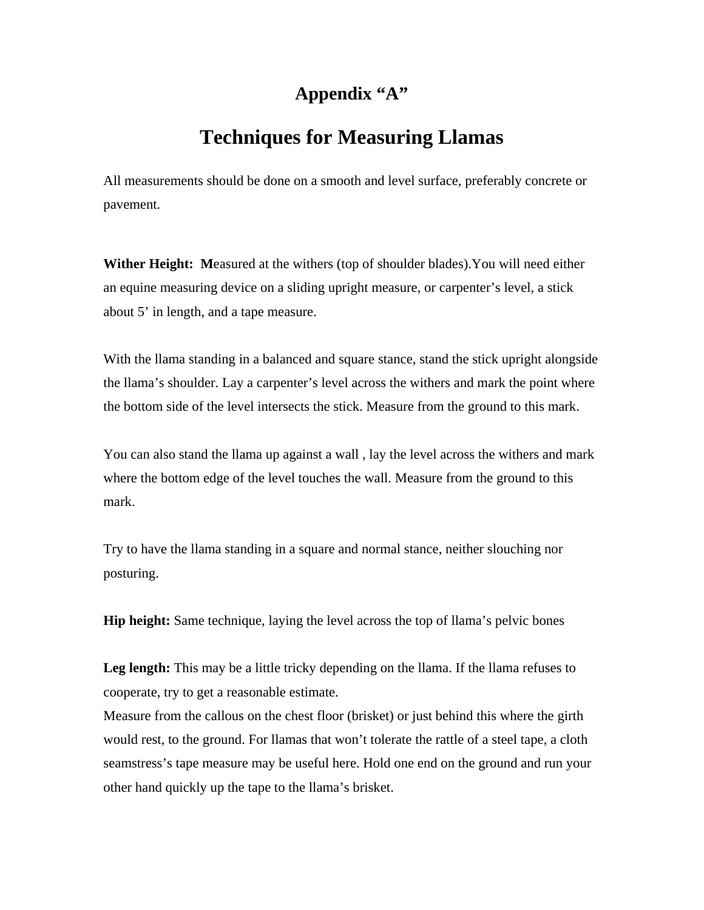# Appendix "A"

# Techniques for Measuring Llamas

All measurements should be done on a smooth and level surface, preferably concrete or pavement.

**Wither Height:** **M**easured at the withers (top of shoulder blades).You will need either an equine measuring device on a sliding upright measure, or carpenter's level, a stick about 5' in length, and a tape measure.

With the llama standing in a balanced and square stance, stand the stick upright alongside the llama's shoulder. Lay a carpenter's level across the withers and mark the point where the bottom side of the level intersects the stick. Measure from the ground to this mark.

You can also stand the llama up against a wall , lay the level across the withers and mark where the bottom edge of the level touches the wall. Measure from the ground to this mark.

Try to have the llama standing in a square and normal stance, neither slouching nor posturing.

**Hip height:** Same technique, laying the level across the top of llama's pelvic bones

**Leg length:** This may be a little tricky depending on the llama. If the llama refuses to cooperate, try to get a reasonable estimate.
Measure from the callous on the chest floor (brisket) or just behind this where the girth would rest, to the ground. For llamas that won't tolerate the rattle of a steel tape, a cloth seamstress's tape measure may be useful here. Hold one end on the ground and run your other hand quickly up the tape to the llama's brisket.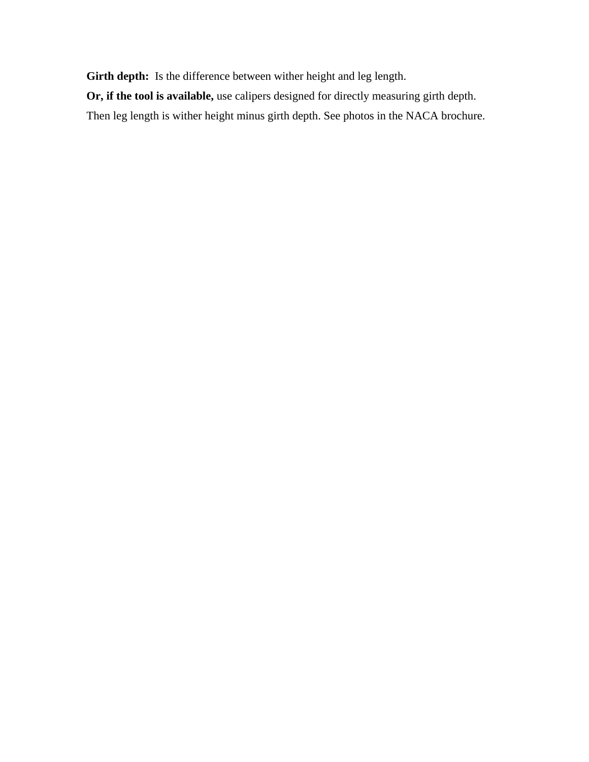**Girth depth:** Is the difference between wither height and leg length.

**Or, if the tool is available,** use calipers designed for directly measuring girth depth.

Then leg length is wither height minus girth depth. See photos in the NACA brochure.